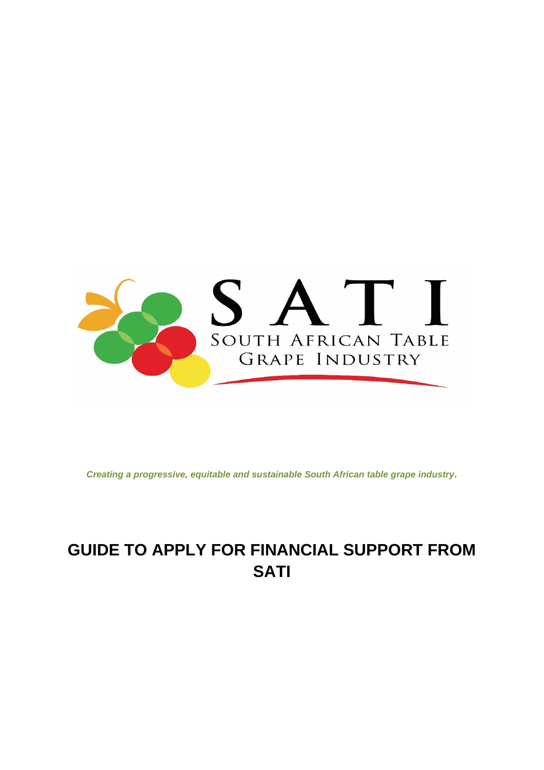SATI

SOUTH AFRICAN TABLE GRAPE INDUSTRY

*Creating a progressive, equitable and sustainable South African table grape industry.*

# GUIDE TO APPLY FOR FINANCIAL SUPPORT FROM SATI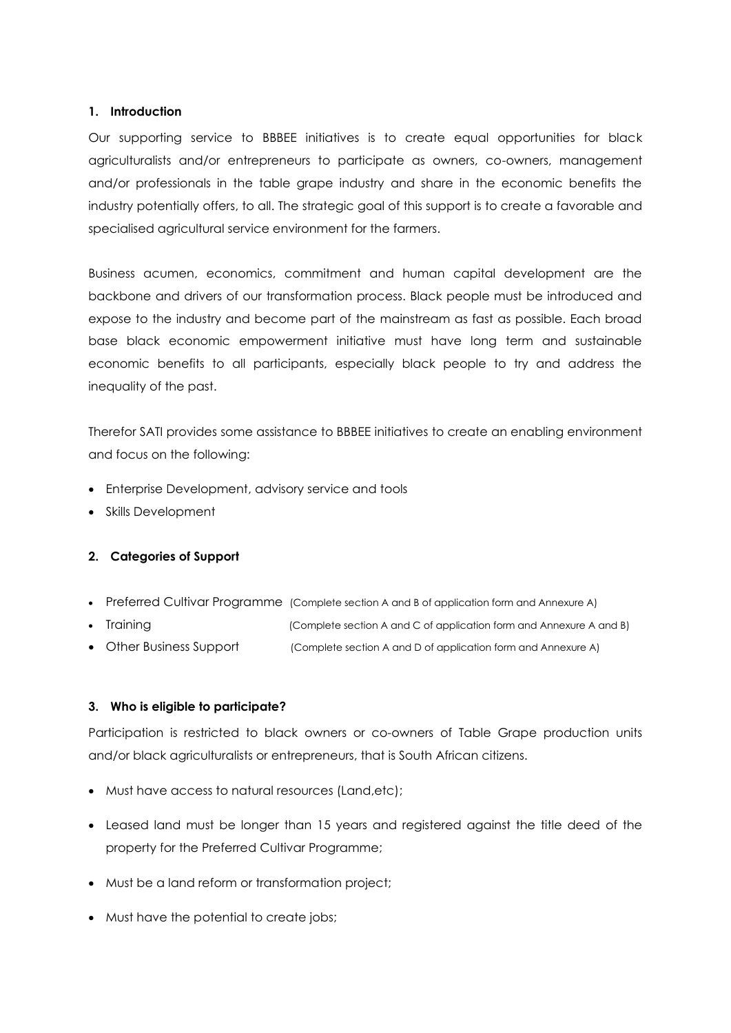## 1. Introduction

Our supporting service to BBBEE initiatives is to create equal opportunities for black agriculturalists and/or entrepreneurs to participate as owners, co-owners, management and/or professionals in the table grape industry and share in the economic benefits the industry potentially offers, to all. The strategic goal of this support is to create a favorable and specialised agricultural service environment for the farmers.

Business acumen, economics, commitment and human capital development are the backbone and drivers of our transformation process. Black people must be introduced and expose to the industry and become part of the mainstream as fast as possible. Each broad base black economic empowerment initiative must have long term and sustainable economic benefits to all participants, especially black people to try and address the inequality of the past.

Therefor SATI provides some assistance to BBBEE initiatives to create an enabling environment and focus on the following:

- Enterprise Development, advisory service and tools
- Skills Development

## 2. Categories of Support

- Preferred Cultivar Programme (Complete section A and B of application form and Annexure A)
- Training (Complete section A and C of application form and Annexure A and B)
- Other Business Support (Complete section A and D of application form and Annexure A)

## 3. Who is eligible to participate?

Participation is restricted to black owners or co-owners of Table Grape production units and/or black agriculturalists or entrepreneurs, that is South African citizens.

- Must have access to natural resources (Land,etc);
- Leased land must be longer than 15 years and registered against the title deed of the property for the Preferred Cultivar Programme;
- Must be a land reform or transformation project;
- Must have the potential to create jobs;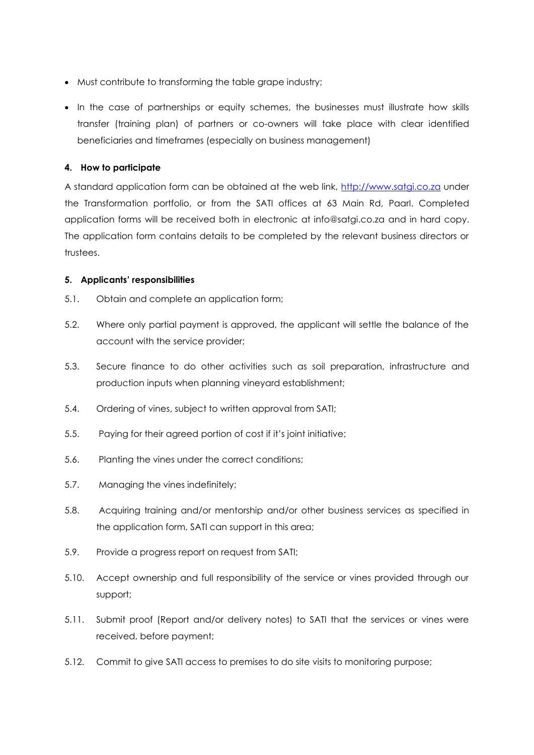- Must contribute to transforming the table grape industry;
- In the case of partnerships or equity schemes, the businesses must illustrate how skills transfer (training plan) of partners or co-owners will take place with clear identified beneficiaries and timeframes (especially on business management)

**4. How to participate**

A standard application form can be obtained at the web link, http://www.satgi.co.za under the Transformation portfolio, or from the SATI offices at 63 Main Rd, Paarl. Completed application forms will be received both in electronic at info@satgi.co.za and in hard copy. The application form contains details to be completed by the relevant business directors or trustees.

**5. Applicants' responsibilities**

5.1. Obtain and complete an application form;

5.2. Where only partial payment is approved, the applicant will settle the balance of the account with the service provider;

5.3. Secure finance to do other activities such as soil preparation, infrastructure and production inputs when planning vineyard establishment;

5.4. Ordering of vines, subject to written approval from SATI;

5.5. Paying for their agreed portion of cost if it's joint initiative;

5.6. Planting the vines under the correct conditions;

5.7. Managing the vines indefinitely;

5.8. Acquiring training and/or mentorship and/or other business services as specified in the application form, SATI can support in this area;

5.9. Provide a progress report on request from SATI;

5.10. Accept ownership and full responsibility of the service or vines provided through our support;

5.11. Submit proof (Report and/or delivery notes) to SATI that the services or vines were received, before payment;

5.12. Commit to give SATI access to premises to do site visits to monitoring purpose;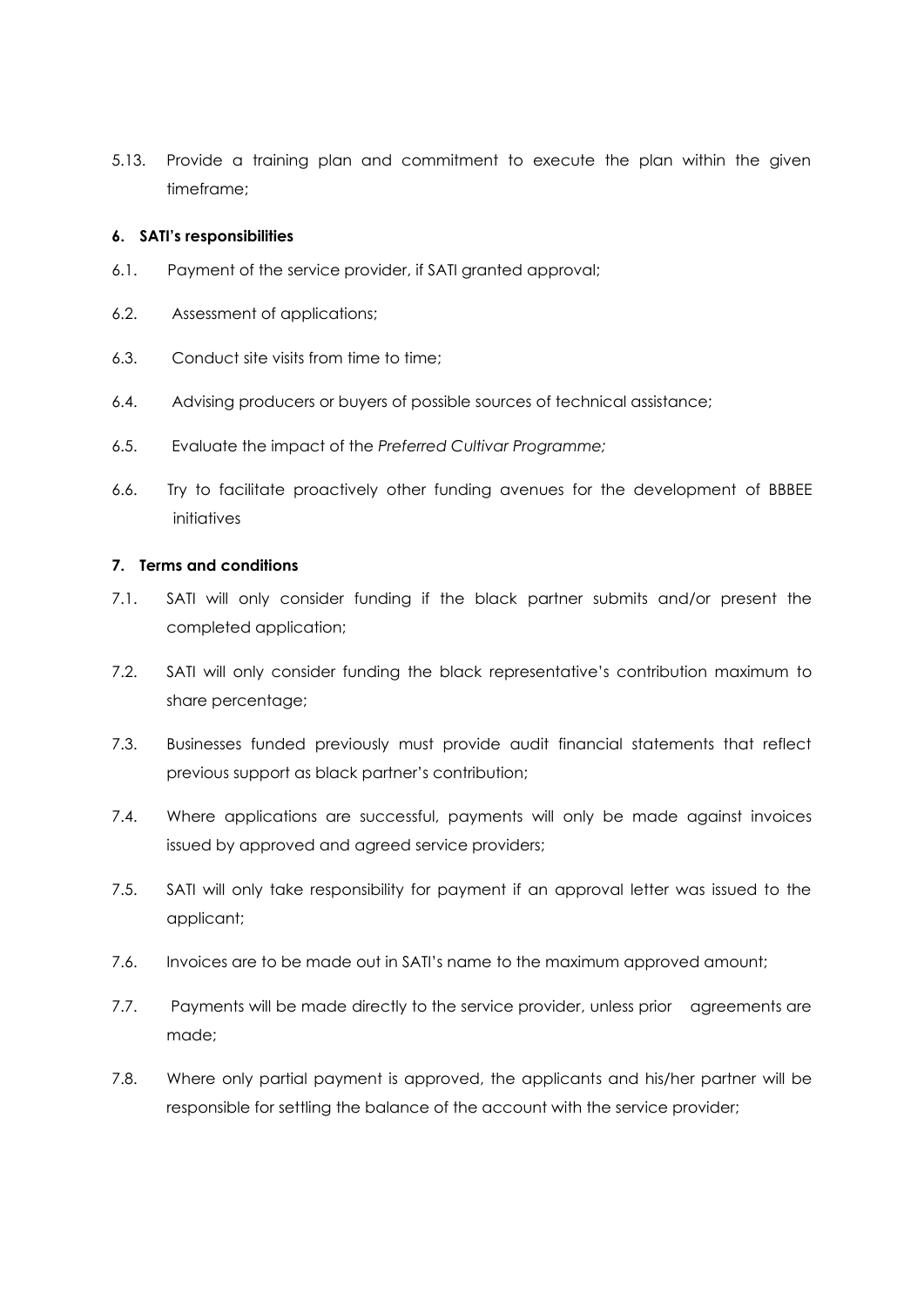5.13. Provide a training plan and commitment to execute the plan within the given timeframe;

**6. SATI's responsibilities**

6.1. Payment of the service provider, if SATI granted approval;

6.2. Assessment of applications;

6.3. Conduct site visits from time to time;

6.4. Advising producers or buyers of possible sources of technical assistance;

6.5. Evaluate the impact of the *Preferred Cultivar Programme;*

6.6. Try to facilitate proactively other funding avenues for the development of BBBEE initiatives

**7. Terms and conditions**

7.1. SATI will only consider funding if the black partner submits and/or present the completed application;

7.2. SATI will only consider funding the black representative's contribution maximum to share percentage;

7.3. Businesses funded previously must provide audit financial statements that reflect previous support as black partner's contribution;

7.4. Where applications are successful, payments will only be made against invoices issued by approved and agreed service providers;

7.5. SATI will only take responsibility for payment if an approval letter was issued to the applicant;

7.6. Invoices are to be made out in SATI's name to the maximum approved amount;

7.7. Payments will be made directly to the service provider, unless prior agreements are made;

7.8. Where only partial payment is approved, the applicants and his/her partner will be responsible for settling the balance of the account with the service provider;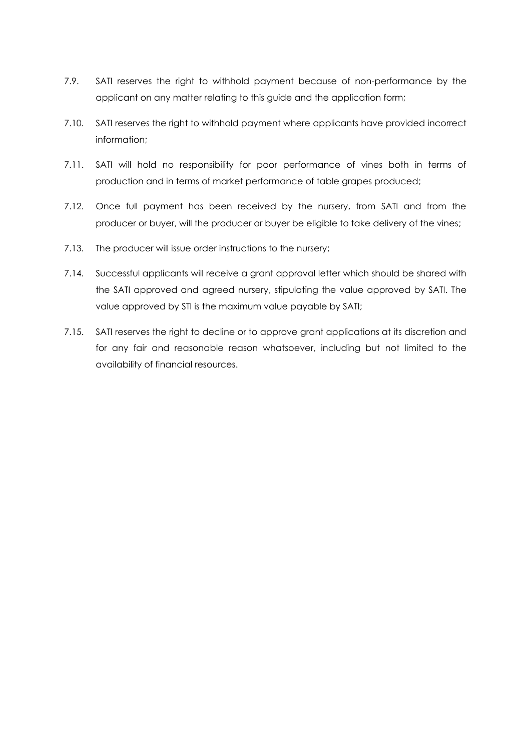7.9. SATI reserves the right to withhold payment because of non-performance by the applicant on any matter relating to this guide and the application form;

7.10. SATI reserves the right to withhold payment where applicants have provided incorrect information;

7.11. SATI will hold no responsibility for poor performance of vines both in terms of production and in terms of market performance of table grapes produced;

7.12. Once full payment has been received by the nursery, from SATI and from the producer or buyer, will the producer or buyer be eligible to take delivery of the vines;

7.13. The producer will issue order instructions to the nursery;

7.14. Successful applicants will receive a grant approval letter which should be shared with the SATI approved and agreed nursery, stipulating the value approved by SATI. The value approved by STI is the maximum value payable by SATI;

7.15. SATI reserves the right to decline or to approve grant applications at its discretion and for any fair and reasonable reason whatsoever, including but not limited to the availability of financial resources.